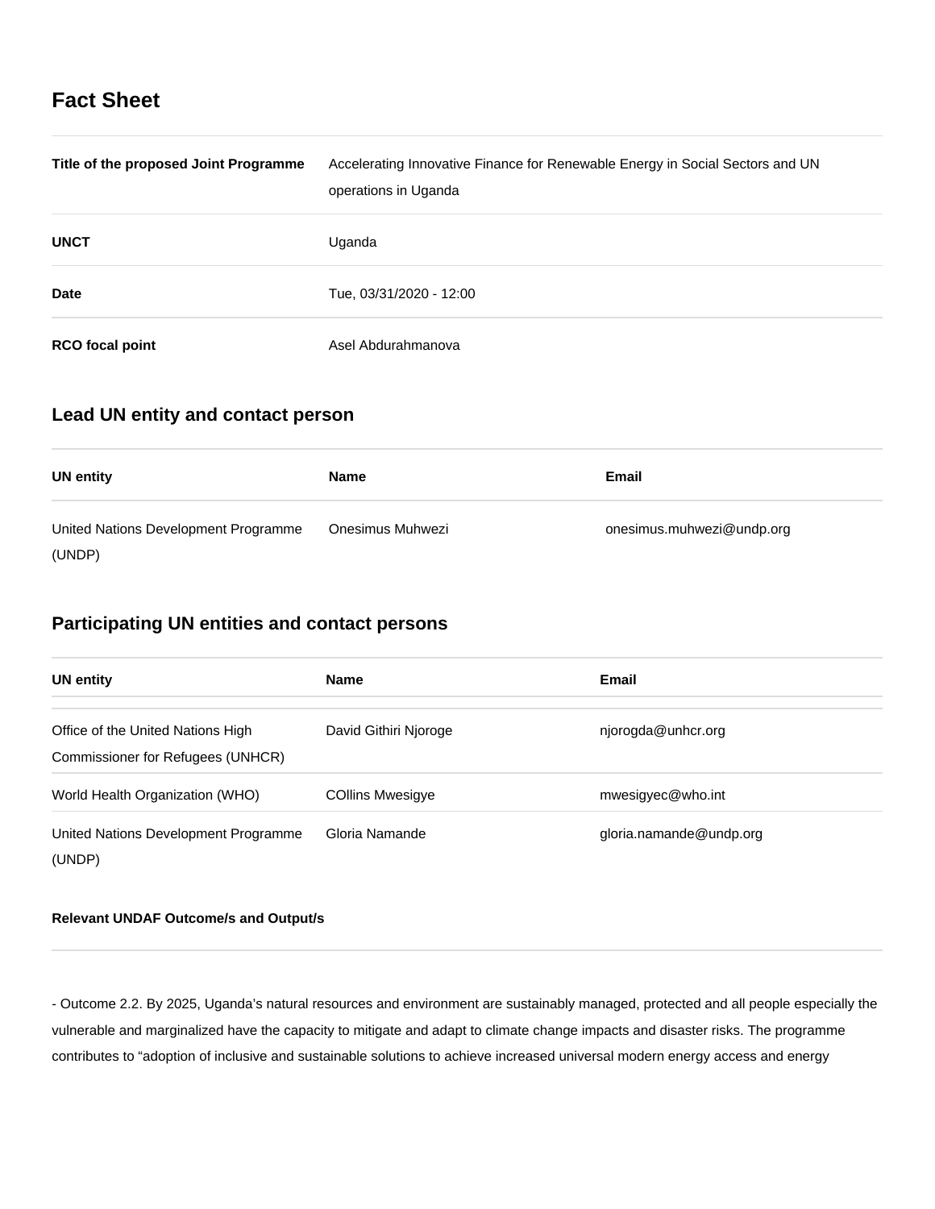# Fact Sheet

| | |
|---|---|
| **Title of the proposed Joint Programme** | Accelerating Innovative Finance for Renewable Energy in Social Sectors and UN operations in Uganda |
| **UNCT** | Uganda |
| **Date** | Tue, 03/31/2020 - 12:00 |
| **RCO focal point** | Asel Abdurahmanova |

## Lead UN entity and contact person

| UN entity | Name | Email |
|---|---|---|
| United Nations Development Programme (UNDP) | Onesimus Muhwezi | onesimus.muhwezi@undp.org |

## Participating UN entities and contact persons

| UN entity | Name | Email |
|---|---|---|
| Office of the United Nations High Commissioner for Refugees (UNHCR) | David Githiri Njoroge | njorogda@unhcr.org |
| World Health Organization (WHO) | COllins Mwesigye | mwesigyec@who.int |
| United Nations Development Programme (UNDP) | Gloria Namande | gloria.namande@undp.org |

**Relevant UNDAF Outcome/s and Output/s**

- Outcome 2.2. By 2025, Uganda's natural resources and environment are sustainably managed, protected and all people especially the vulnerable and marginalized have the capacity to mitigate and adapt to climate change impacts and disaster risks. The programme contributes to "adoption of inclusive and sustainable solutions to achieve increased universal modern energy access and energy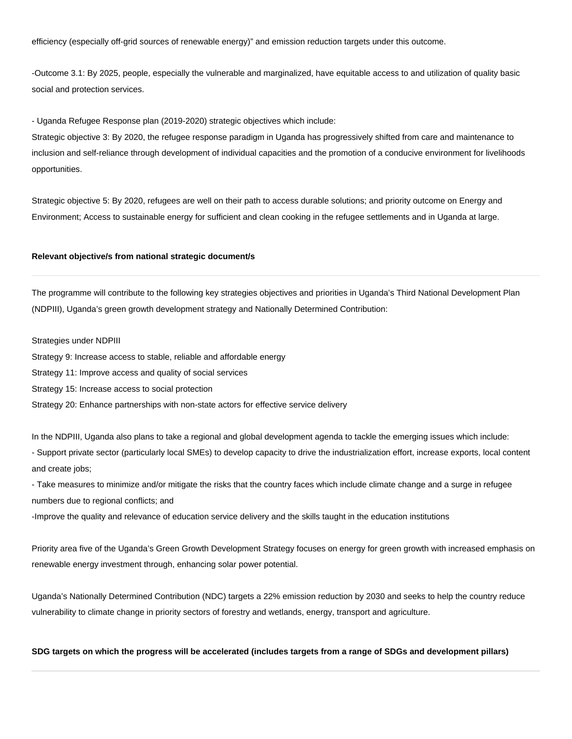efficiency (especially off-grid sources of renewable energy)" and emission reduction targets under this outcome.

-Outcome 3.1: By 2025, people, especially the vulnerable and marginalized, have equitable access to and utilization of quality basic social and protection services.

- Uganda Refugee Response plan (2019-2020) strategic objectives which include:
Strategic objective 3: By 2020, the refugee response paradigm in Uganda has progressively shifted from care and maintenance to inclusion and self-reliance through development of individual capacities and the promotion of a conducive environment for livelihoods opportunities.

Strategic objective 5: By 2020, refugees are well on their path to access durable solutions; and priority outcome on Energy and Environment; Access to sustainable energy for sufficient and clean cooking in the refugee settlements and in Uganda at large.

**Relevant objective/s from national strategic document/s**

---

The programme will contribute to the following key strategies objectives and priorities in Uganda's Third National Development Plan (NDPIII), Uganda's green growth development strategy and Nationally Determined Contribution:

Strategies under NDPIII
Strategy 9: Increase access to stable, reliable and affordable energy
Strategy 11: Improve access and quality of social services
Strategy 15: Increase access to social protection
Strategy 20: Enhance partnerships with non-state actors for effective service delivery

In the NDPIII, Uganda also plans to take a regional and global development agenda to tackle the emerging issues which include:
- Support private sector (particularly local SMEs) to develop capacity to drive the industrialization effort, increase exports, local content and create jobs;
- Take measures to minimize and/or mitigate the risks that the country faces which include climate change and a surge in refugee numbers due to regional conflicts; and
-Improve the quality and relevance of education service delivery and the skills taught in the education institutions

Priority area five of the Uganda's Green Growth Development Strategy focuses on energy for green growth with increased emphasis on renewable energy investment through, enhancing solar power potential.

Uganda's Nationally Determined Contribution (NDC) targets a 22% emission reduction by 2030 and seeks to help the country reduce vulnerability to climate change in priority sectors of forestry and wetlands, energy, transport and agriculture.

**SDG targets on which the progress will be accelerated (includes targets from a range of SDGs and development pillars)**

---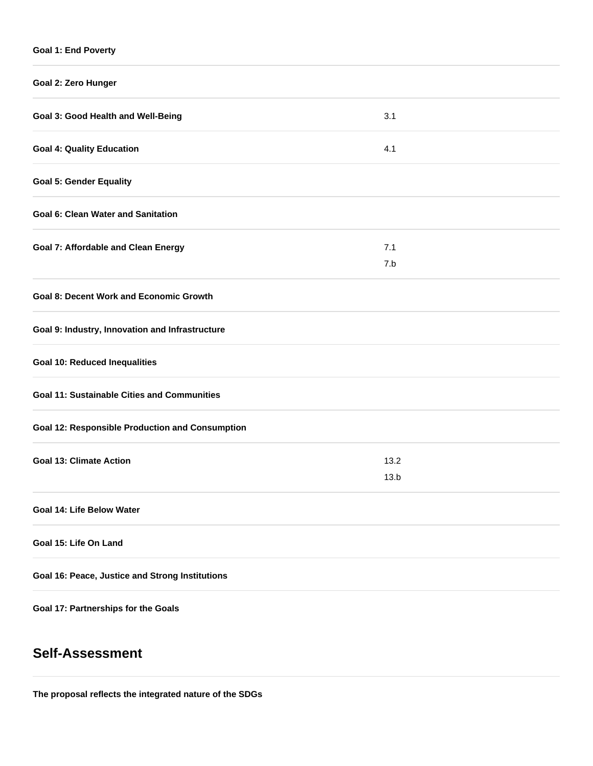| | |
|---|---|
| **Goal 1: End Poverty** | |
| **Goal 2: Zero Hunger** | |
| **Goal 3: Good Health and Well-Being** | 3.1 |
| **Goal 4: Quality Education** | 4.1 |
| **Goal 5: Gender Equality** | |
| **Goal 6: Clean Water and Sanitation** | |
| **Goal 7: Affordable and Clean Energy** | 7.1<br>7.b |
| **Goal 8: Decent Work and Economic Growth** | |
| **Goal 9: Industry, Innovation and Infrastructure** | |
| **Goal 10: Reduced Inequalities** | |
| **Goal 11: Sustainable Cities and Communities** | |
| **Goal 12: Responsible Production and Consumption** | |
| **Goal 13: Climate Action** | 13.2<br>13.b |
| **Goal 14: Life Below Water** | |
| **Goal 15: Life On Land** | |
| **Goal 16: Peace, Justice and Strong Institutions** | |
| **Goal 17: Partnerships for the Goals** | |

## Self-Assessment

**The proposal reflects the integrated nature of the SDGs**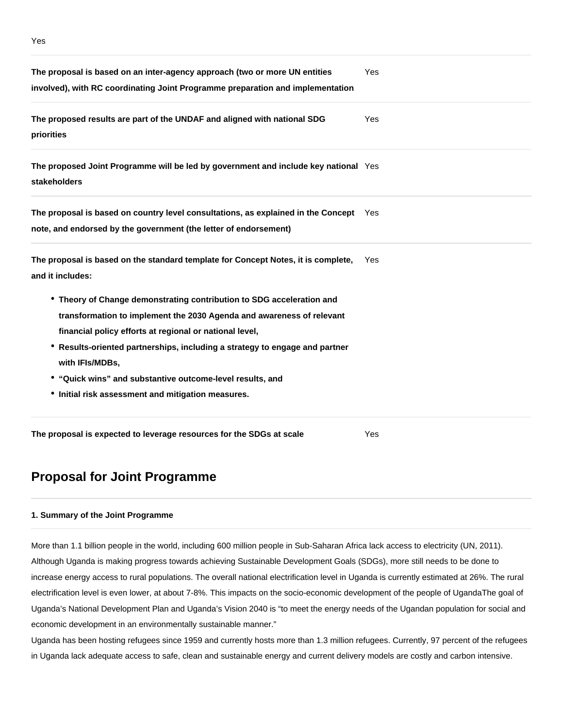Yes

| | |
|---|---|
| **The proposal is based on an inter-agency approach (two or more UN entities involved), with RC coordinating Joint Programme preparation and implementation** | Yes |
| **The proposed results are part of the UNDAF and aligned with national SDG priorities** | Yes |
| **The proposed Joint Programme will be led by government and include key national stakeholders** | Yes |
| **The proposal is based on country level consultations, as explained in the Concept note, and endorsed by the government (the letter of endorsement)** | Yes |
| **The proposal is based on the standard template for Concept Notes, it is complete, and it includes:**<br>• **Theory of Change demonstrating contribution to SDG acceleration and transformation to implement the 2030 Agenda and awareness of relevant financial policy efforts at regional or national level,**<br>• **Results-oriented partnerships, including a strategy to engage and partner with IFIs/MDBs,**<br>• **"Quick wins" and substantive outcome-level results, and**<br>• **Initial risk assessment and mitigation measures.** | Yes |
| **The proposal is expected to leverage resources for the SDGs at scale** | Yes |

## Proposal for Joint Programme

#### 1. Summary of the Joint Programme

More than 1.1 billion people in the world, including 600 million people in Sub-Saharan Africa lack access to electricity (UN, 2011). Although Uganda is making progress towards achieving Sustainable Development Goals (SDGs), more still needs to be done to increase energy access to rural populations. The overall national electrification level in Uganda is currently estimated at 26%. The rural electrification level is even lower, at about 7-8%. This impacts on the socio-economic development of the people of UgandaThe goal of Uganda's National Development Plan and Uganda's Vision 2040 is "to meet the energy needs of the Ugandan population for social and economic development in an environmentally sustainable manner."

Uganda has been hosting refugees since 1959 and currently hosts more than 1.3 million refugees. Currently, 97 percent of the refugees in Uganda lack adequate access to safe, clean and sustainable energy and current delivery models are costly and carbon intensive.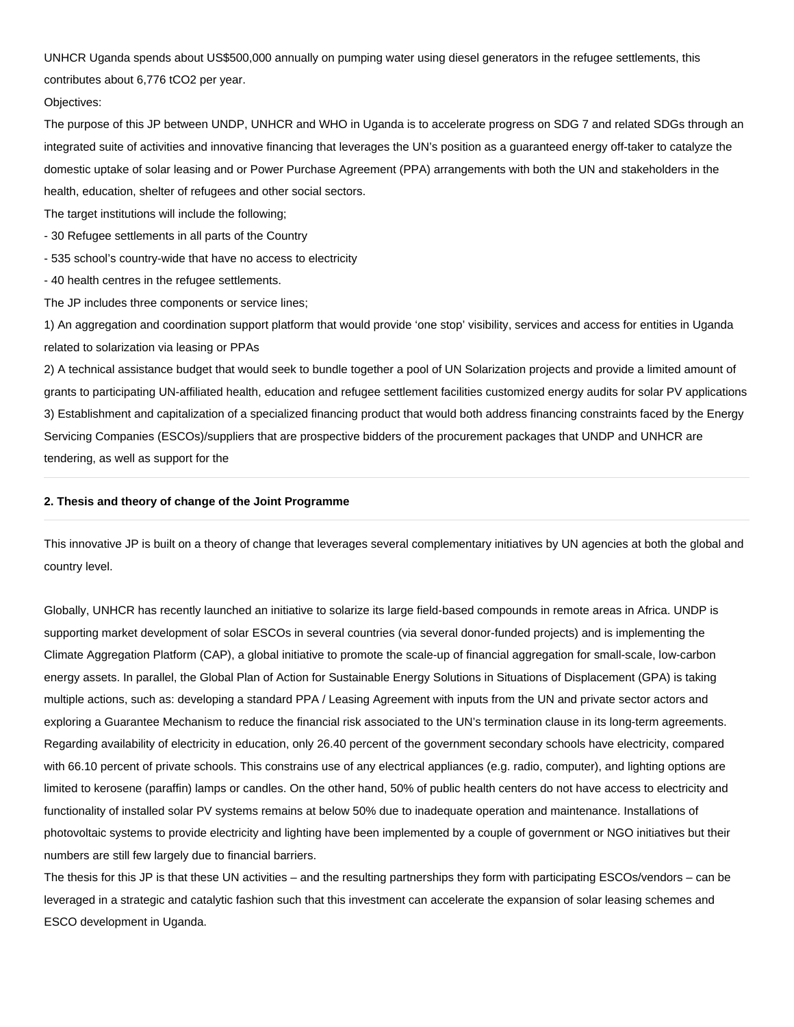UNHCR Uganda spends about US$500,000 annually on pumping water using diesel generators in the refugee settlements, this contributes about 6,776 $tCO_2$ per year.

Objectives:

The purpose of this JP between UNDP, UNHCR and WHO in Uganda is to accelerate progress on SDG 7 and related SDGs through an integrated suite of activities and innovative financing that leverages the UN's position as a guaranteed energy off-taker to catalyze the domestic uptake of solar leasing and or Power Purchase Agreement (PPA) arrangements with both the UN and stakeholders in the health, education, shelter of refugees and other social sectors.

The target institutions will include the following;

- 30 Refugee settlements in all parts of the Country
- 535 school's country-wide that have no access to electricity
- 40 health centres in the refugee settlements.

The JP includes three components or service lines;

1) An aggregation and coordination support platform that would provide 'one stop' visibility, services and access for entities in Uganda related to solarization via leasing or PPAs
2) A technical assistance budget that would seek to bundle together a pool of UN Solarization projects and provide a limited amount of grants to participating UN-affiliated health, education and refugee settlement facilities customized energy audits for solar PV applications
3) Establishment and capitalization of a specialized financing product that would both address financing constraints faced by the Energy Servicing Companies (ESCOs)/suppliers that are prospective bidders of the procurement packages that UNDP and UNHCR are tendering, as well as support for the

---

**2. Thesis and theory of change of the Joint Programme**

---

This innovative JP is built on a theory of change that leverages several complementary initiatives by UN agencies at both the global and country level.

Globally, UNHCR has recently launched an initiative to solarize its large field-based compounds in remote areas in Africa. UNDP is supporting market development of solar ESCOs in several countries (via several donor-funded projects) and is implementing the Climate Aggregation Platform (CAP), a global initiative to promote the scale-up of financial aggregation for small-scale, low-carbon energy assets. In parallel, the Global Plan of Action for Sustainable Energy Solutions in Situations of Displacement (GPA) is taking multiple actions, such as: developing a standard PPA / Leasing Agreement with inputs from the UN and private sector actors and exploring a Guarantee Mechanism to reduce the financial risk associated to the UN's termination clause in its long-term agreements.

Regarding availability of electricity in education, only 26.40 percent of the government secondary schools have electricity, compared with 66.10 percent of private schools. This constrains use of any electrical appliances (e.g. radio, computer), and lighting options are limited to kerosene (paraffin) lamps or candles. On the other hand, 50% of public health centers do not have access to electricity and functionality of installed solar PV systems remains at below 50% due to inadequate operation and maintenance. Installations of photovoltaic systems to provide electricity and lighting have been implemented by a couple of government or NGO initiatives but their numbers are still few largely due to financial barriers.

The thesis for this JP is that these UN activities – and the resulting partnerships they form with participating ESCOs/vendors – can be leveraged in a strategic and catalytic fashion such that this investment can accelerate the expansion of solar leasing schemes and ESCO development in Uganda.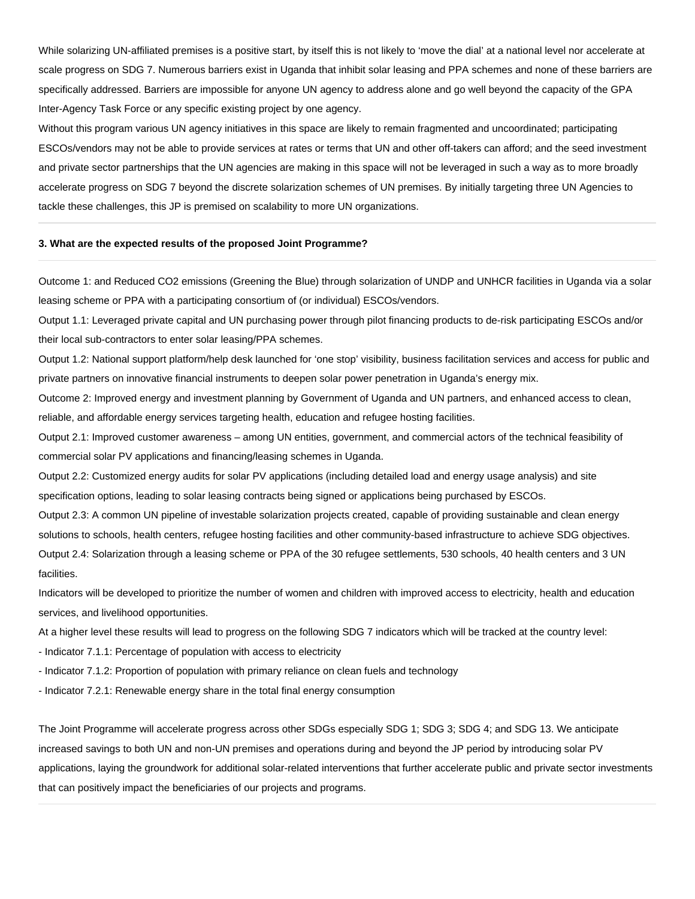While solarizing UN-affiliated premises is a positive start, by itself this is not likely to 'move the dial' at a national level nor accelerate at scale progress on SDG 7. Numerous barriers exist in Uganda that inhibit solar leasing and PPA schemes and none of these barriers are specifically addressed. Barriers are impossible for anyone UN agency to address alone and go well beyond the capacity of the GPA Inter-Agency Task Force or any specific existing project by one agency.

Without this program various UN agency initiatives in this space are likely to remain fragmented and uncoordinated; participating ESCOs/vendors may not be able to provide services at rates or terms that UN and other off-takers can afford; and the seed investment and private sector partnerships that the UN agencies are making in this space will not be leveraged in such a way as to more broadly accelerate progress on SDG 7 beyond the discrete solarization schemes of UN premises. By initially targeting three UN Agencies to tackle these challenges, this JP is premised on scalability to more UN organizations.

---

**3. What are the expected results of the proposed Joint Programme?**

---

Outcome 1: and Reduced $CO_2$ emissions (Greening the Blue) through solarization of UNDP and UNHCR facilities in Uganda via a solar leasing scheme or PPA with a participating consortium of (or individual) ESCOs/vendors.

Output 1.1: Leveraged private capital and UN purchasing power through pilot financing products to de-risk participating ESCOs and/or their local sub-contractors to enter solar leasing/PPA schemes.

Output 1.2: National support platform/help desk launched for 'one stop' visibility, business facilitation services and access for public and private partners on innovative financial instruments to deepen solar power penetration in Uganda's energy mix.

Outcome 2: Improved energy and investment planning by Government of Uganda and UN partners, and enhanced access to clean, reliable, and affordable energy services targeting health, education and refugee hosting facilities.

Output 2.1: Improved customer awareness – among UN entities, government, and commercial actors of the technical feasibility of commercial solar PV applications and financing/leasing schemes in Uganda.

Output 2.2: Customized energy audits for solar PV applications (including detailed load and energy usage analysis) and site specification options, leading to solar leasing contracts being signed or applications being purchased by ESCOs.

Output 2.3: A common UN pipeline of investable solarization projects created, capable of providing sustainable and clean energy solutions to schools, health centers, refugee hosting facilities and other community-based infrastructure to achieve SDG objectives.

Output 2.4: Solarization through a leasing scheme or PPA of the 30 refugee settlements, 530 schools, 40 health centers and 3 UN facilities.

Indicators will be developed to prioritize the number of women and children with improved access to electricity, health and education services, and livelihood opportunities.

At a higher level these results will lead to progress on the following SDG 7 indicators which will be tracked at the country level:

- Indicator 7.1.1: Percentage of population with access to electricity
- Indicator 7.1.2: Proportion of population with primary reliance on clean fuels and technology
- Indicator 7.2.1: Renewable energy share in the total final energy consumption

The Joint Programme will accelerate progress across other SDGs especially SDG 1; SDG 3; SDG 4; and SDG 13. We anticipate increased savings to both UN and non-UN premises and operations during and beyond the JP period by introducing solar PV applications, laying the groundwork for additional solar-related interventions that further accelerate public and private sector investments that can positively impact the beneficiaries of our projects and programs.

---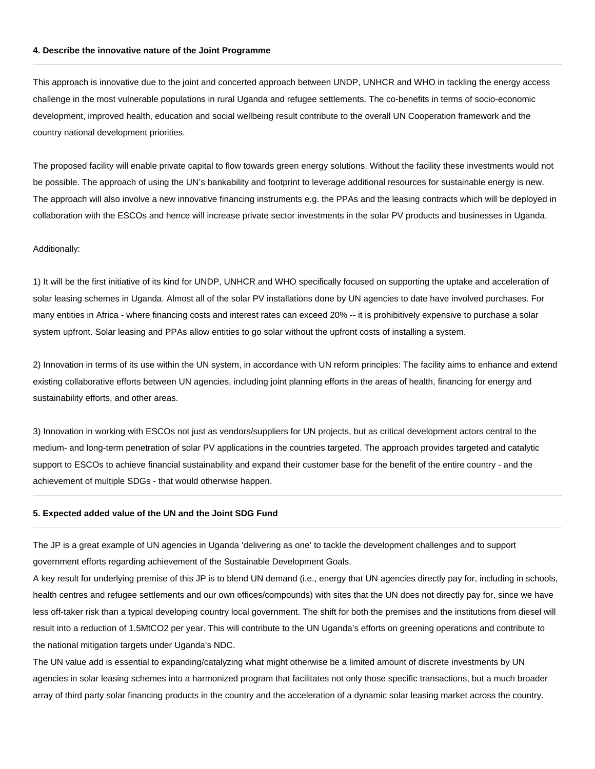#### 4. Describe the innovative nature of the Joint Programme

This approach is innovative due to the joint and concerted approach between UNDP, UNHCR and WHO in tackling the energy access challenge in the most vulnerable populations in rural Uganda and refugee settlements. The co-benefits in terms of socio-economic development, improved health, education and social wellbeing result contribute to the overall UN Cooperation framework and the country national development priorities.

The proposed facility will enable private capital to flow towards green energy solutions. Without the facility these investments would not be possible. The approach of using the UN's bankability and footprint to leverage additional resources for sustainable energy is new. The approach will also involve a new innovative financing instruments e.g. the PPAs and the leasing contracts which will be deployed in collaboration with the ESCOs and hence will increase private sector investments in the solar PV products and businesses in Uganda.

Additionally:

1) It will be the first initiative of its kind for UNDP, UNHCR and WHO specifically focused on supporting the uptake and acceleration of solar leasing schemes in Uganda. Almost all of the solar PV installations done by UN agencies to date have involved purchases. For many entities in Africa - where financing costs and interest rates can exceed 20% -- it is prohibitively expensive to purchase a solar system upfront. Solar leasing and PPAs allow entities to go solar without the upfront costs of installing a system.

2) Innovation in terms of its use within the UN system, in accordance with UN reform principles: The facility aims to enhance and extend existing collaborative efforts between UN agencies, including joint planning efforts in the areas of health, financing for energy and sustainability efforts, and other areas.

3) Innovation in working with ESCOs not just as vendors/suppliers for UN projects, but as critical development actors central to the medium- and long-term penetration of solar PV applications in the countries targeted. The approach provides targeted and catalytic support to ESCOs to achieve financial sustainability and expand their customer base for the benefit of the entire country - and the achievement of multiple SDGs - that would otherwise happen.

#### 5. Expected added value of the UN and the Joint SDG Fund

The JP is a great example of UN agencies in Uganda 'delivering as one' to tackle the development challenges and to support government efforts regarding achievement of the Sustainable Development Goals.

A key result for underlying premise of this JP is to blend UN demand (i.e., energy that UN agencies directly pay for, including in schools, health centres and refugee settlements and our own offices/compounds) with sites that the UN does not directly pay for, since we have less off-taker risk than a typical developing country local government. The shift for both the premises and the institutions from diesel will result into a reduction of 1.5MtCO2 per year. This will contribute to the UN Uganda's efforts on greening operations and contribute to the national mitigation targets under Uganda's NDC.

The UN value add is essential to expanding/catalyzing what might otherwise be a limited amount of discrete investments by UN agencies in solar leasing schemes into a harmonized program that facilitates not only those specific transactions, but a much broader array of third party solar financing products in the country and the acceleration of a dynamic solar leasing market across the country.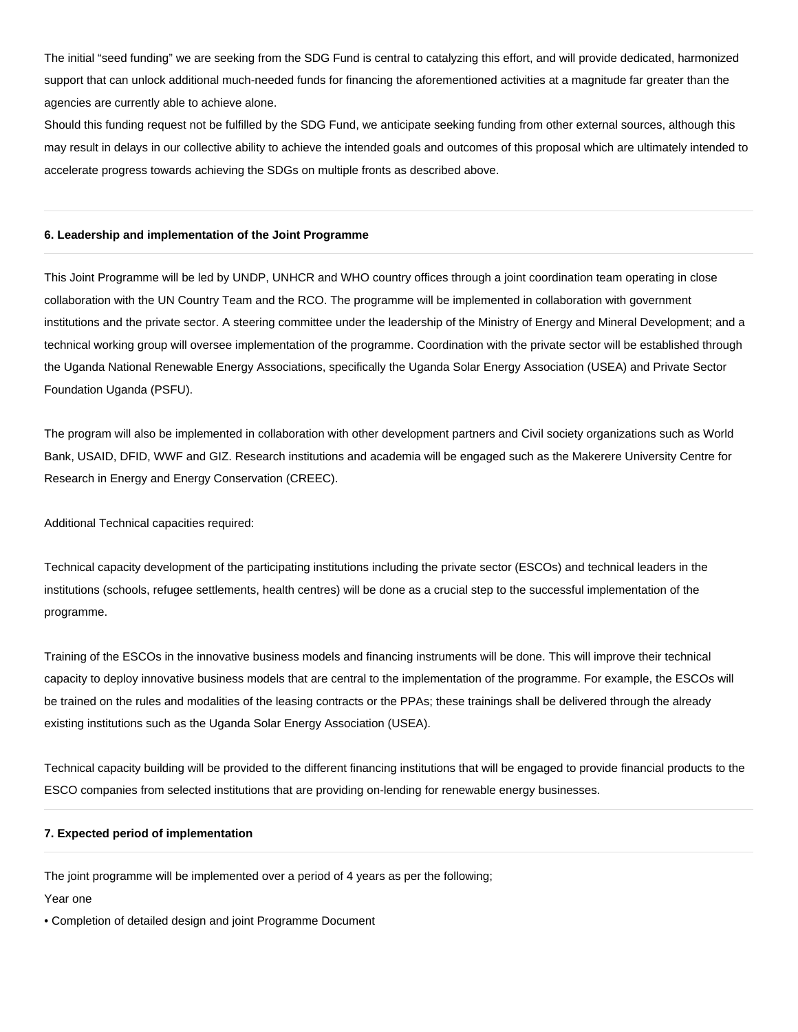The initial “seed funding” we are seeking from the SDG Fund is central to catalyzing this effort, and will provide dedicated, harmonized support that can unlock additional much-needed funds for financing the aforementioned activities at a magnitude far greater than the agencies are currently able to achieve alone.

Should this funding request not be fulfilled by the SDG Fund, we anticipate seeking funding from other external sources, although this may result in delays in our collective ability to achieve the intended goals and outcomes of this proposal which are ultimately intended to accelerate progress towards achieving the SDGs on multiple fronts as described above.

#### 6. Leadership and implementation of the Joint Programme

This Joint Programme will be led by UNDP, UNHCR and WHO country offices through a joint coordination team operating in close collaboration with the UN Country Team and the RCO. The programme will be implemented in collaboration with government institutions and the private sector. A steering committee under the leadership of the Ministry of Energy and Mineral Development; and a technical working group will oversee implementation of the programme. Coordination with the private sector will be established through the Uganda National Renewable Energy Associations, specifically the Uganda Solar Energy Association (USEA) and Private Sector Foundation Uganda (PSFU).

The program will also be implemented in collaboration with other development partners and Civil society organizations such as World Bank, USAID, DFID, WWF and GIZ. Research institutions and academia will be engaged such as the Makerere University Centre for Research in Energy and Energy Conservation (CREEC).

Additional Technical capacities required:

Technical capacity development of the participating institutions including the private sector (ESCOs) and technical leaders in the institutions (schools, refugee settlements, health centres) will be done as a crucial step to the successful implementation of the programme.

Training of the ESCOs in the innovative business models and financing instruments will be done. This will improve their technical capacity to deploy innovative business models that are central to the implementation of the programme. For example, the ESCOs will be trained on the rules and modalities of the leasing contracts or the PPAs; these trainings shall be delivered through the already existing institutions such as the Uganda Solar Energy Association (USEA).

Technical capacity building will be provided to the different financing institutions that will be engaged to provide financial products to the ESCO companies from selected institutions that are providing on-lending for renewable energy businesses.

#### 7. Expected period of implementation

The joint programme will be implemented over a period of 4 years as per the following;

Year one

- Completion of detailed design and joint Programme Document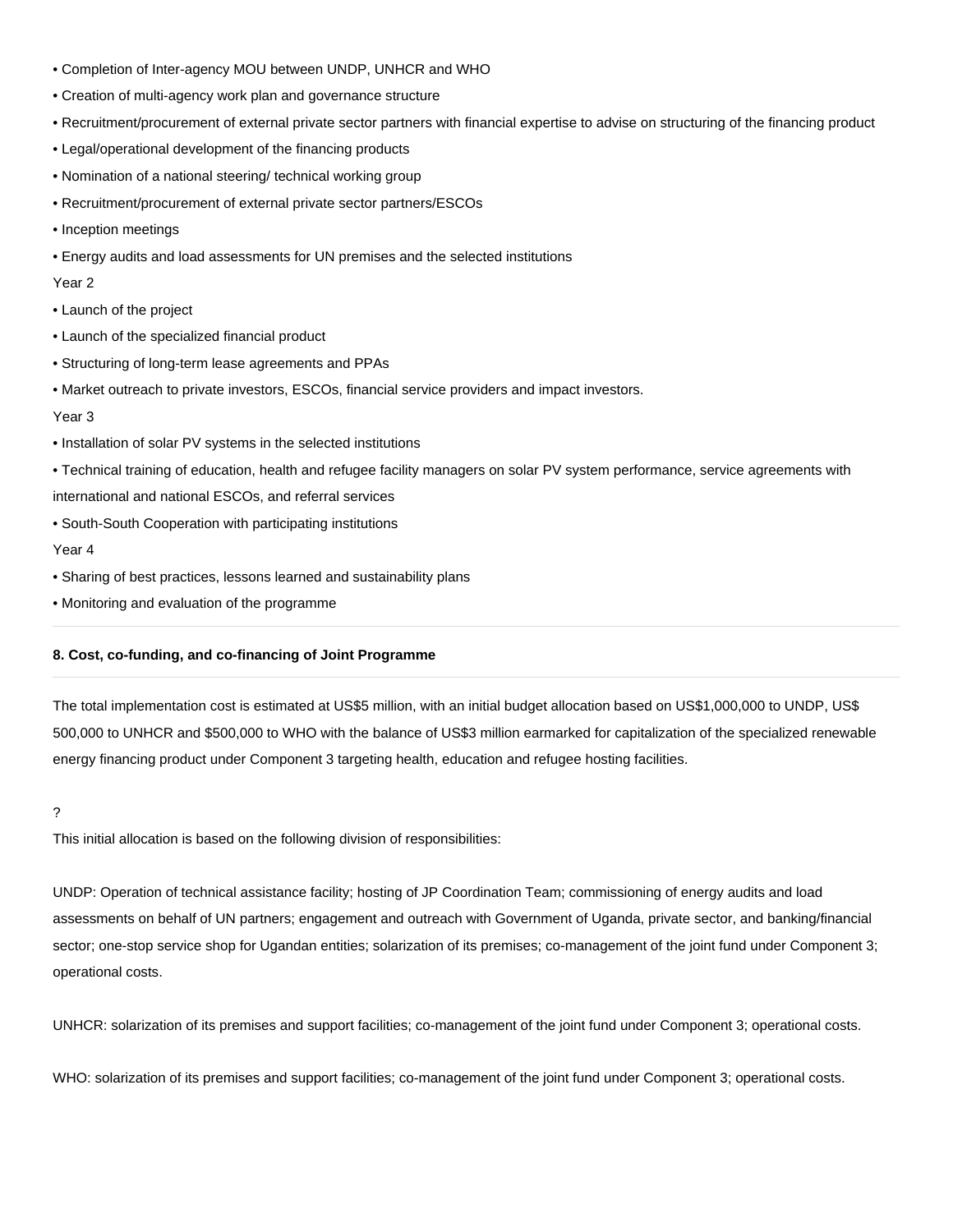- Completion of Inter-agency MOU between UNDP, UNHCR and WHO
- Creation of multi-agency work plan and governance structure
- Recruitment/procurement of external private sector partners with financial expertise to advise on structuring of the financing product
- Legal/operational development of the financing products
- Nomination of a national steering/ technical working group
- Recruitment/procurement of external private sector partners/ESCOs
- Inception meetings
- Energy audits and load assessments for UN premises and the selected institutions

Year 2

- Launch of the project
- Launch of the specialized financial product
- Structuring of long-term lease agreements and PPAs
- Market outreach to private investors, ESCOs, financial service providers and impact investors.

Year 3

- Installation of solar PV systems in the selected institutions
- Technical training of education, health and refugee facility managers on solar PV system performance, service agreements with international and national ESCOs, and referral services
- South-South Cooperation with participating institutions

Year 4

- Sharing of best practices, lessons learned and sustainability plans
- Monitoring and evaluation of the programme

---

**8. Cost, co-funding, and co-financing of Joint Programme**

---

The total implementation cost is estimated at US$5 million, with an initial budget allocation based on US$1,000,000 to UNDP, US$ 500,000 to UNHCR and $500,000 to WHO with the balance of US$3 million earmarked for capitalization of the specialized renewable energy financing product under Component 3 targeting health, education and refugee hosting facilities.

?

This initial allocation is based on the following division of responsibilities:

UNDP: Operation of technical assistance facility; hosting of JP Coordination Team; commissioning of energy audits and load assessments on behalf of UN partners; engagement and outreach with Government of Uganda, private sector, and banking/financial sector; one-stop service shop for Ugandan entities; solarization of its premises; co-management of the joint fund under Component 3; operational costs.

UNHCR: solarization of its premises and support facilities; co-management of the joint fund under Component 3; operational costs.

WHO: solarization of its premises and support facilities; co-management of the joint fund under Component 3; operational costs.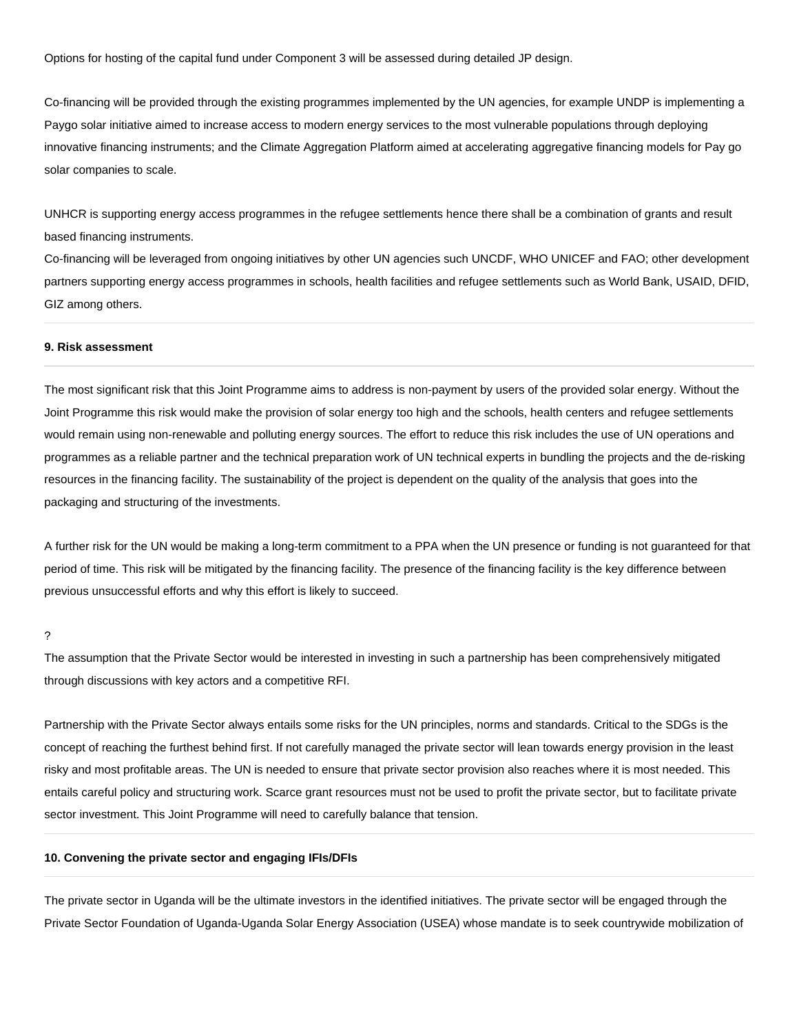Options for hosting of the capital fund under Component 3 will be assessed during detailed JP design.

Co-financing will be provided through the existing programmes implemented by the UN agencies, for example UNDP is implementing a Paygo solar initiative aimed to increase access to modern energy services to the most vulnerable populations through deploying innovative financing instruments; and the Climate Aggregation Platform aimed at accelerating aggregative financing models for Pay go solar companies to scale.

UNHCR is supporting energy access programmes in the refugee settlements hence there shall be a combination of grants and result based financing instruments.
Co-financing will be leveraged from ongoing initiatives by other UN agencies such UNCDF, WHO UNICEF and FAO; other development partners supporting energy access programmes in schools, health facilities and refugee settlements such as World Bank, USAID, DFID, GIZ among others.

**9. Risk assessment**

The most significant risk that this Joint Programme aims to address is non-payment by users of the provided solar energy. Without the Joint Programme this risk would make the provision of solar energy too high and the schools, health centers and refugee settlements would remain using non-renewable and polluting energy sources. The effort to reduce this risk includes the use of UN operations and programmes as a reliable partner and the technical preparation work of UN technical experts in bundling the projects and the de-risking resources in the financing facility. The sustainability of the project is dependent on the quality of the analysis that goes into the packaging and structuring of the investments.

A further risk for the UN would be making a long-term commitment to a PPA when the UN presence or funding is not guaranteed for that period of time. This risk will be mitigated by the financing facility. The presence of the financing facility is the key difference between previous unsuccessful efforts and why this effort is likely to succeed.

?
The assumption that the Private Sector would be interested in investing in such a partnership has been comprehensively mitigated through discussions with key actors and a competitive RFI.

Partnership with the Private Sector always entails some risks for the UN principles, norms and standards. Critical to the SDGs is the concept of reaching the furthest behind first. If not carefully managed the private sector will lean towards energy provision in the least risky and most profitable areas. The UN is needed to ensure that private sector provision also reaches where it is most needed. This entails careful policy and structuring work. Scarce grant resources must not be used to profit the private sector, but to facilitate private sector investment. This Joint Programme will need to carefully balance that tension.

**10. Convening the private sector and engaging IFIs/DFIs**

The private sector in Uganda will be the ultimate investors in the identified initiatives. The private sector will be engaged through the Private Sector Foundation of Uganda-Uganda Solar Energy Association (USEA) whose mandate is to seek countrywide mobilization of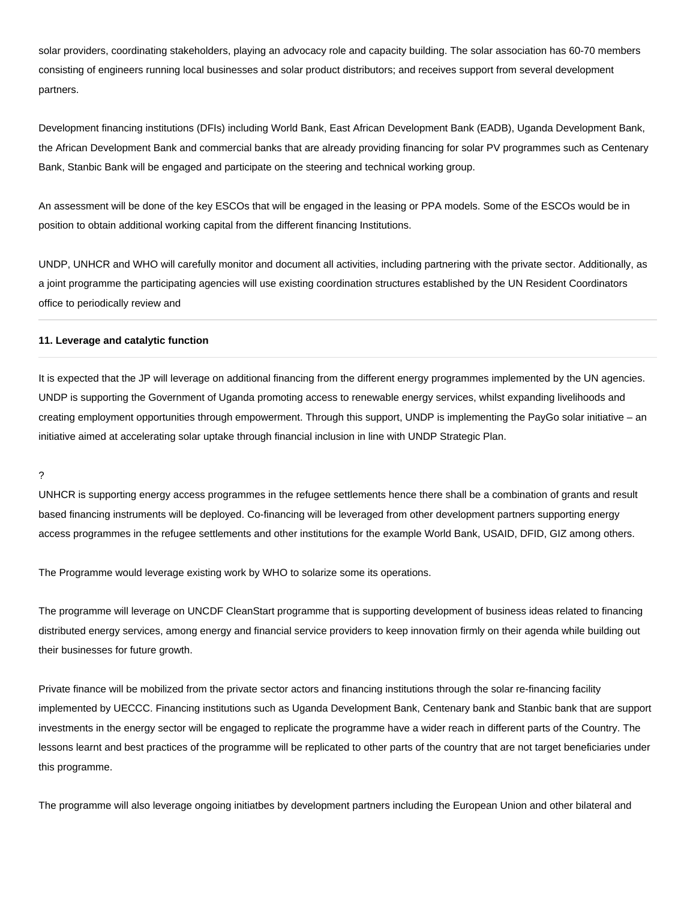solar providers, coordinating stakeholders, playing an advocacy role and capacity building. The solar association has 60-70 members consisting of engineers running local businesses and solar product distributors; and receives support from several development partners.

Development financing institutions (DFIs) including World Bank, East African Development Bank (EADB), Uganda Development Bank, the African Development Bank and commercial banks that are already providing financing for solar PV programmes such as Centenary Bank, Stanbic Bank will be engaged and participate on the steering and technical working group.

An assessment will be done of the key ESCOs that will be engaged in the leasing or PPA models. Some of the ESCOs would be in position to obtain additional working capital from the different financing Institutions.

UNDP, UNHCR and WHO will carefully monitor and document all activities, including partnering with the private sector. Additionally, as a joint programme the participating agencies will use existing coordination structures established by the UN Resident Coordinators office to periodically review and

**11. Leverage and catalytic function**

It is expected that the JP will leverage on additional financing from the different energy programmes implemented by the UN agencies. UNDP is supporting the Government of Uganda promoting access to renewable energy services, whilst expanding livelihoods and creating employment opportunities through empowerment. Through this support, UNDP is implementing the PayGo solar initiative – an initiative aimed at accelerating solar uptake through financial inclusion in line with UNDP Strategic Plan.

?
UNHCR is supporting energy access programmes in the refugee settlements hence there shall be a combination of grants and result based financing instruments will be deployed. Co-financing will be leveraged from other development partners supporting energy access programmes in the refugee settlements and other institutions for the example World Bank, USAID, DFID, GIZ among others.

The Programme would leverage existing work by WHO to solarize some its operations.

The programme will leverage on UNCDF CleanStart programme that is supporting development of business ideas related to financing distributed energy services, among energy and financial service providers to keep innovation firmly on their agenda while building out their businesses for future growth.

Private finance will be mobilized from the private sector actors and financing institutions through the solar re-financing facility implemented by UECCC. Financing institutions such as Uganda Development Bank, Centenary bank and Stanbic bank that are support investments in the energy sector will be engaged to replicate the programme have a wider reach in different parts of the Country. The lessons learnt and best practices of the programme will be replicated to other parts of the country that are not target beneficiaries under this programme.

The programme will also leverage ongoing initiatbes by development partners including the European Union and other bilateral and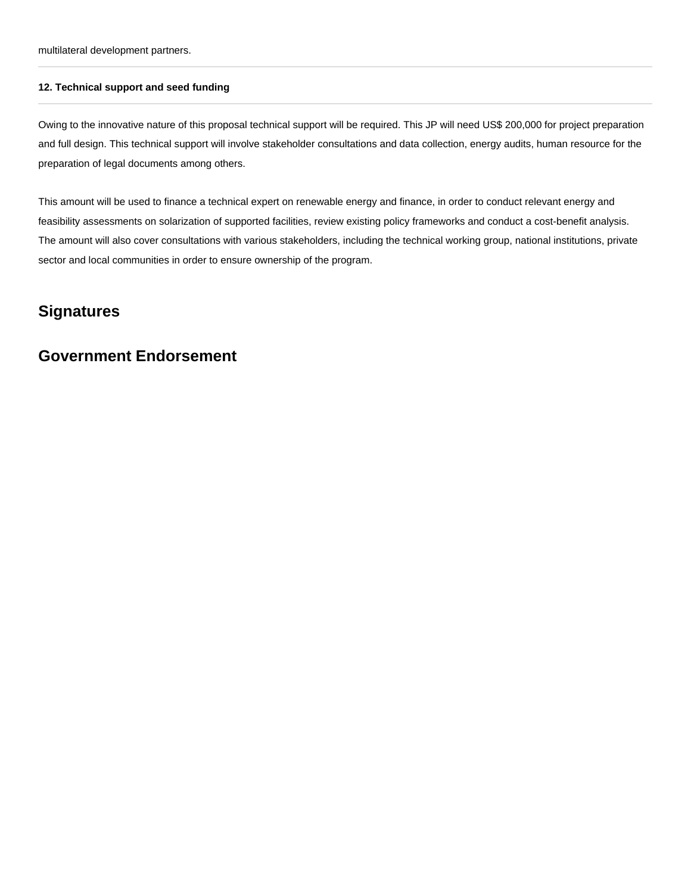multilateral development partners.

#### 12. Technical support and seed funding

Owing to the innovative nature of this proposal technical support will be required. This JP will need US$ 200,000 for project preparation and full design. This technical support will involve stakeholder consultations and data collection, energy audits, human resource for the preparation of legal documents among others.

This amount will be used to finance a technical expert on renewable energy and finance, in order to conduct relevant energy and feasibility assessments on solarization of supported facilities, review existing policy frameworks and conduct a cost-benefit analysis. The amount will also cover consultations with various stakeholders, including the technical working group, national institutions, private sector and local communities in order to ensure ownership of the program.

## Signatures

## Government Endorsement